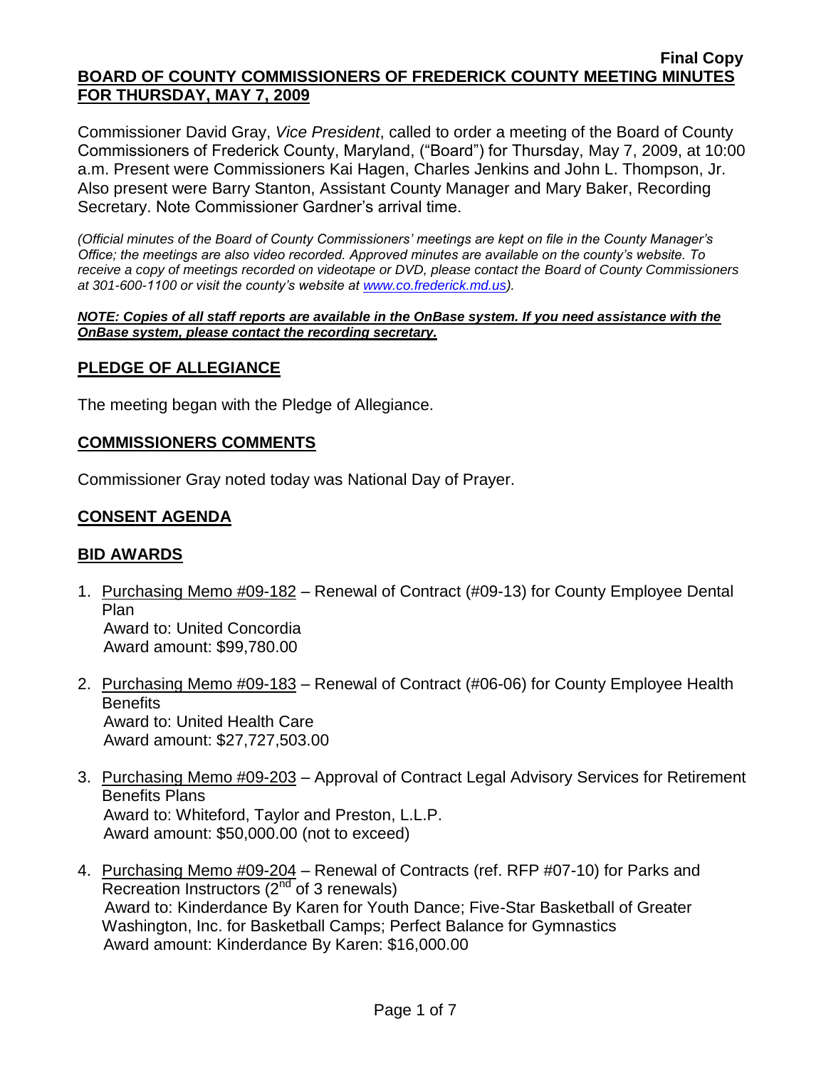Final Copy

**BOARD OF COUNTY COMMISSIONERS OF FREDERICK COUNTY MEETING MINUTES FOR THURSDAY, MAY 7, 2009**

Commissioner David Gray, *Vice President*, called to order a meeting of the Board of County Commissioners of Frederick County, Maryland, ("Board") for Thursday, May 7, 2009, at 10:00 a.m. Present were Commissioners Kai Hagen, Charles Jenkins and John L. Thompson, Jr. Also present were Barry Stanton, Assistant County Manager and Mary Baker, Recording Secretary. Note Commissioner Gardner's arrival time.

*(Official minutes of the Board of County Commissioners' meetings are kept on file in the County Manager's Office; the meetings are also video recorded. Approved minutes are available on the county's website. To receive a copy of meetings recorded on videotape or DVD, please contact the Board of County Commissioners at 301-600-1100 or visit the county's website at www.co.frederick.md.us).*

***NOTE: Copies of all staff reports are available in the OnBase system. If you need assistance with the OnBase system, please contact the recording secretary.***

## PLEDGE OF ALLEGIANCE

The meeting began with the Pledge of Allegiance.

## COMMISSIONERS COMMENTS

Commissioner Gray noted today was National Day of Prayer.

## CONSENT AGENDA

## BID AWARDS

1. Purchasing Memo #09-182 – Renewal of Contract (#09-13) for County Employee Dental Plan
   Award to: United Concordia
   Award amount: $99,780.00

2. Purchasing Memo #09-183 – Renewal of Contract (#06-06) for County Employee Health Benefits
   Award to: United Health Care
   Award amount: $27,727,503.00

3. Purchasing Memo #09-203 – Approval of Contract Legal Advisory Services for Retirement Benefits Plans
   Award to: Whiteford, Taylor and Preston, L.L.P.
   Award amount: $50,000.00 (not to exceed)

4. Purchasing Memo #09-204 – Renewal of Contracts (ref. RFP #07-10) for Parks and Recreation Instructors (2nd of 3 renewals)
   Award to: Kinderdance By Karen for Youth Dance; Five-Star Basketball of Greater Washington, Inc. for Basketball Camps; Perfect Balance for Gymnastics
   Award amount: Kinderdance By Karen: $16,000.00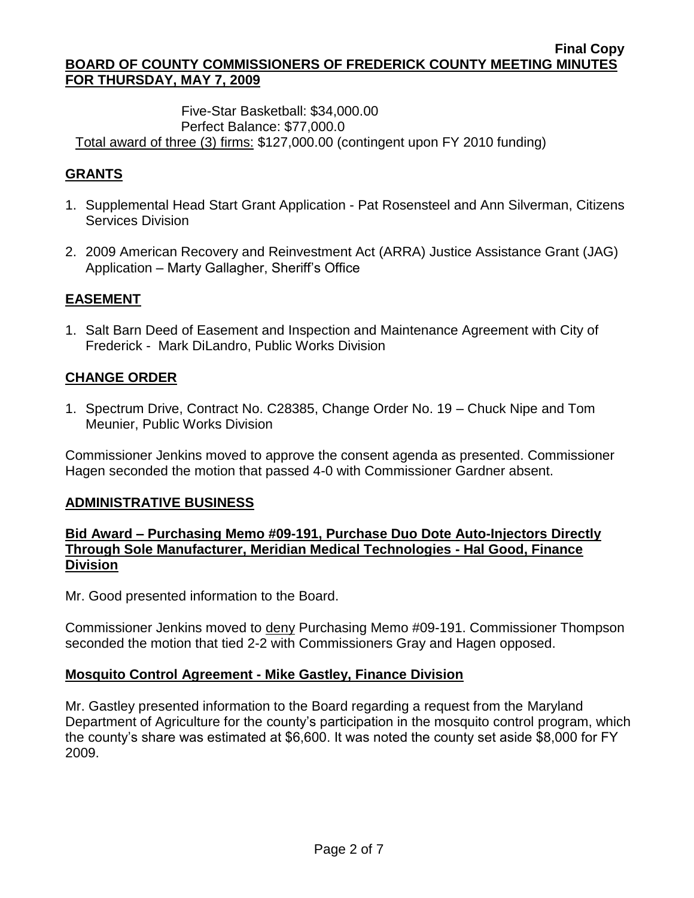Five-Star Basketball: $34,000.00
Perfect Balance: $77,000.0
Total award of three (3) firms: $127,000.00 (contingent upon FY 2010 funding)

## GRANTS

1. Supplemental Head Start Grant Application - Pat Rosensteel and Ann Silverman, Citizens Services Division
2. 2009 American Recovery and Reinvestment Act (ARRA) Justice Assistance Grant (JAG) Application – Marty Gallagher, Sheriff's Office

## EASEMENT

1. Salt Barn Deed of Easement and Inspection and Maintenance Agreement with City of Frederick - Mark DiLandro, Public Works Division

## CHANGE ORDER

1. Spectrum Drive, Contract No. C28385, Change Order No. 19 – Chuck Nipe and Tom Meunier, Public Works Division

Commissioner Jenkins moved to approve the consent agenda as presented. Commissioner Hagen seconded the motion that passed 4-0 with Commissioner Gardner absent.

## ADMINISTRATIVE BUSINESS

### Bid Award – Purchasing Memo #09-191, Purchase Duo Dote Auto-Injectors Directly Through Sole Manufacturer, Meridian Medical Technologies - Hal Good, Finance Division

Mr. Good presented information to the Board.

Commissioner Jenkins moved to deny Purchasing Memo #09-191. Commissioner Thompson seconded the motion that tied 2-2 with Commissioners Gray and Hagen opposed.

### Mosquito Control Agreement - Mike Gastley, Finance Division

Mr. Gastley presented information to the Board regarding a request from the Maryland Department of Agriculture for the county's participation in the mosquito control program, which the county's share was estimated at $6,600. It was noted the county set aside $8,000 for FY 2009.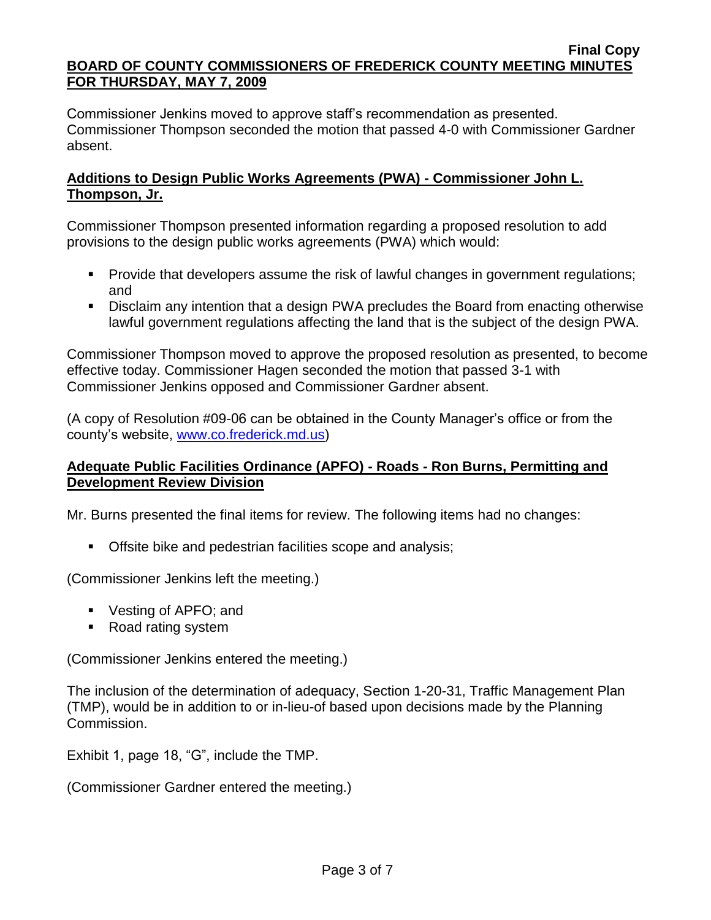Commissioner Jenkins moved to approve staff's recommendation as presented. Commissioner Thompson seconded the motion that passed 4-0 with Commissioner Gardner absent.

**Additions to Design Public Works Agreements (PWA) - Commissioner John L. Thompson, Jr.**

Commissioner Thompson presented information regarding a proposed resolution to add provisions to the design public works agreements (PWA) which would:

- Provide that developers assume the risk of lawful changes in government regulations; and
- Disclaim any intention that a design PWA precludes the Board from enacting otherwise lawful government regulations affecting the land that is the subject of the design PWA.

Commissioner Thompson moved to approve the proposed resolution as presented, to become effective today. Commissioner Hagen seconded the motion that passed 3-1 with Commissioner Jenkins opposed and Commissioner Gardner absent.

(A copy of Resolution #09-06 can be obtained in the County Manager's office or from the county's website, www.co.frederick.md.us)

**Adequate Public Facilities Ordinance (APFO) - Roads - Ron Burns, Permitting and Development Review Division**

Mr. Burns presented the final items for review. The following items had no changes:

- Offsite bike and pedestrian facilities scope and analysis;

(Commissioner Jenkins left the meeting.)

- Vesting of APFO; and
- Road rating system

(Commissioner Jenkins entered the meeting.)

The inclusion of the determination of adequacy, Section 1-20-31, Traffic Management Plan (TMP), would be in addition to or in-lieu-of based upon decisions made by the Planning Commission.

Exhibit 1, page 18, "G", include the TMP.

(Commissioner Gardner entered the meeting.)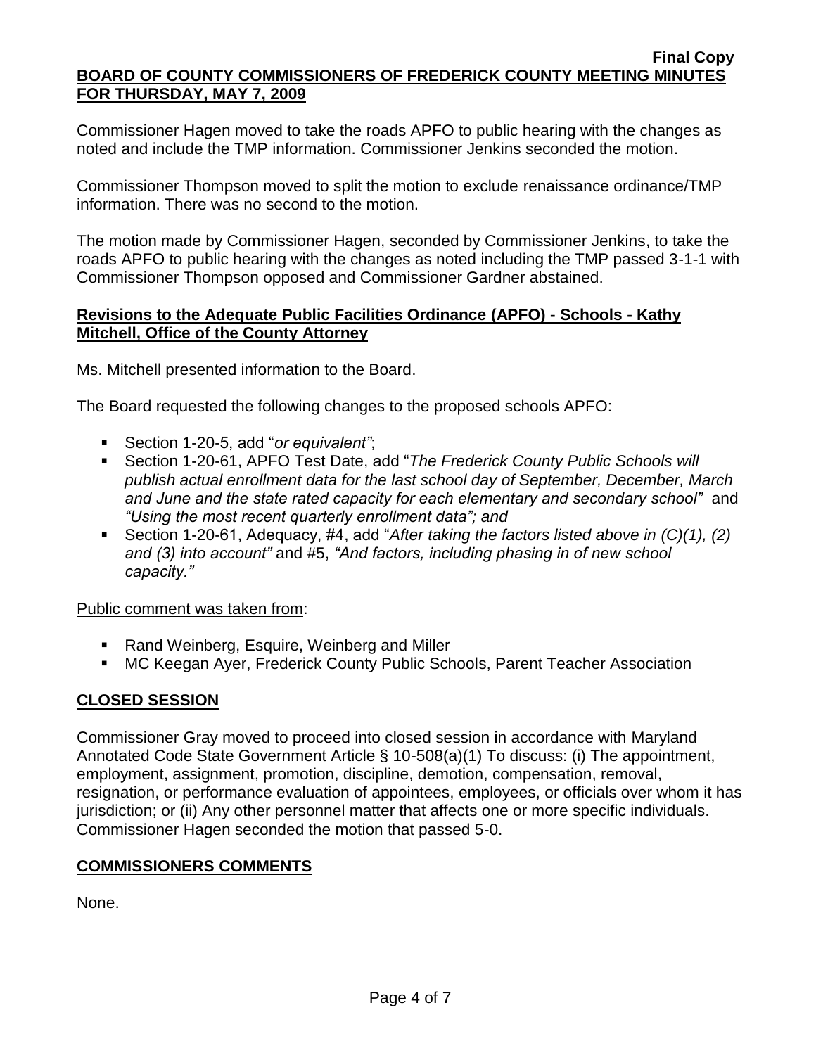Commissioner Hagen moved to take the roads APFO to public hearing with the changes as noted and include the TMP information. Commissioner Jenkins seconded the motion.

Commissioner Thompson moved to split the motion to exclude renaissance ordinance/TMP information. There was no second to the motion.

The motion made by Commissioner Hagen, seconded by Commissioner Jenkins, to take the roads APFO to public hearing with the changes as noted including the TMP passed 3-1-1 with Commissioner Thompson opposed and Commissioner Gardner abstained.

## **Revisions to the Adequate Public Facilities Ordinance (APFO) - Schools - Kathy Mitchell, Office of the County Attorney**

Ms. Mitchell presented information to the Board.

The Board requested the following changes to the proposed schools APFO:

- Section 1-20-5, add "*or equivalent"*;
- Section 1-20-61, APFO Test Date, add "*The Frederick County Public Schools will publish actual enrollment data for the last school day of September, December, March and June and the state rated capacity for each elementary and secondary school"* and *"Using the most recent quarterly enrollment data"; and*
- Section 1-20-61, Adequacy, #4, add "*After taking the factors listed above in (C)(1), (2) and (3) into account"* and #5, *"And factors, including phasing in of new school capacity."*

Public comment was taken from:

- Rand Weinberg, Esquire, Weinberg and Miller
- MC Keegan Ayer, Frederick County Public Schools, Parent Teacher Association

## **CLOSED SESSION**

Commissioner Gray moved to proceed into closed session in accordance with Maryland Annotated Code State Government Article § 10-508(a)(1) To discuss: (i) The appointment, employment, assignment, promotion, discipline, demotion, compensation, removal, resignation, or performance evaluation of appointees, employees, or officials over whom it has jurisdiction; or (ii) Any other personnel matter that affects one or more specific individuals. Commissioner Hagen seconded the motion that passed 5-0.

## **COMMISSIONERS COMMENTS**

None.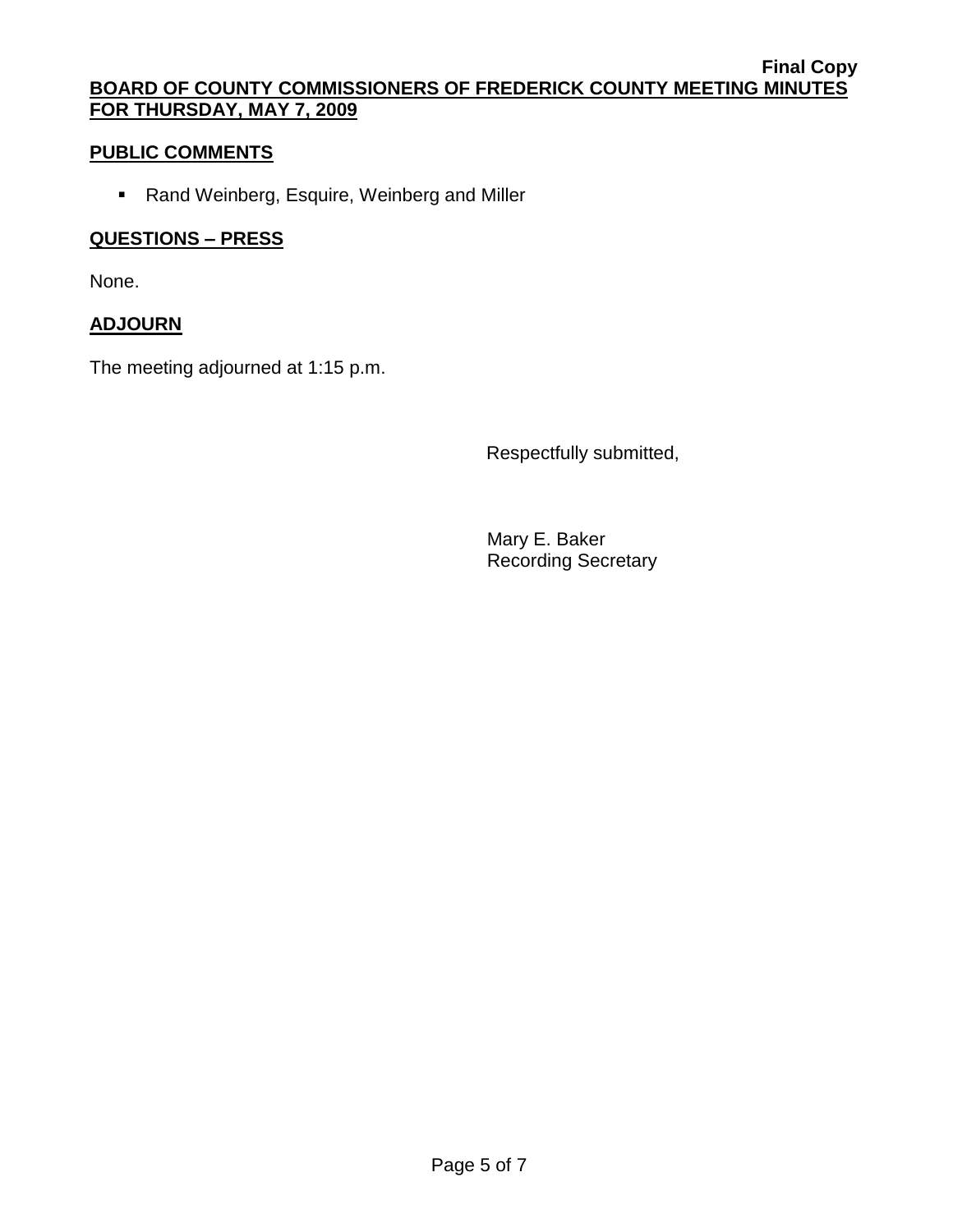## PUBLIC COMMENTS

- Rand Weinberg, Esquire, Weinberg and Miller

## QUESTIONS – PRESS

None.

## ADJOURN

The meeting adjourned at 1:15 p.m.

Respectfully submitted,

Mary E. Baker
Recording Secretary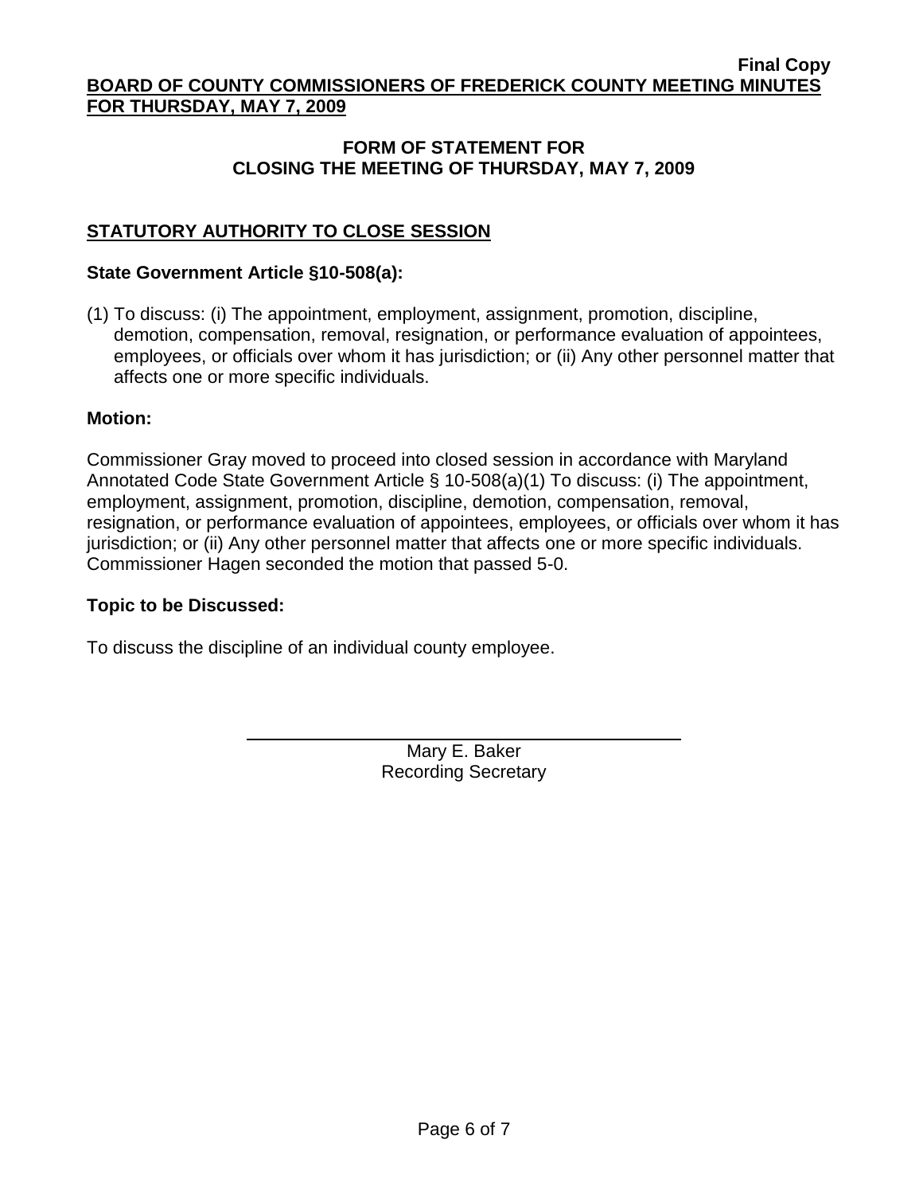## FORM OF STATEMENT FOR CLOSING THE MEETING OF THURSDAY, MAY 7, 2009

### STATUTORY AUTHORITY TO CLOSE SESSION

**State Government Article §10-508(a):**

(1) To discuss: (i) The appointment, employment, assignment, promotion, discipline, demotion, compensation, removal, resignation, or performance evaluation of appointees, employees, or officials over whom it has jurisdiction; or (ii) Any other personnel matter that affects one or more specific individuals.

**Motion:**

Commissioner Gray moved to proceed into closed session in accordance with Maryland Annotated Code State Government Article § 10-508(a)(1) To discuss: (i) The appointment, employment, assignment, promotion, discipline, demotion, compensation, removal, resignation, or performance evaluation of appointees, employees, or officials over whom it has jurisdiction; or (ii) Any other personnel matter that affects one or more specific individuals. Commissioner Hagen seconded the motion that passed 5-0.

**Topic to be Discussed:**

To discuss the discipline of an individual county employee.

Mary E. Baker
Recording Secretary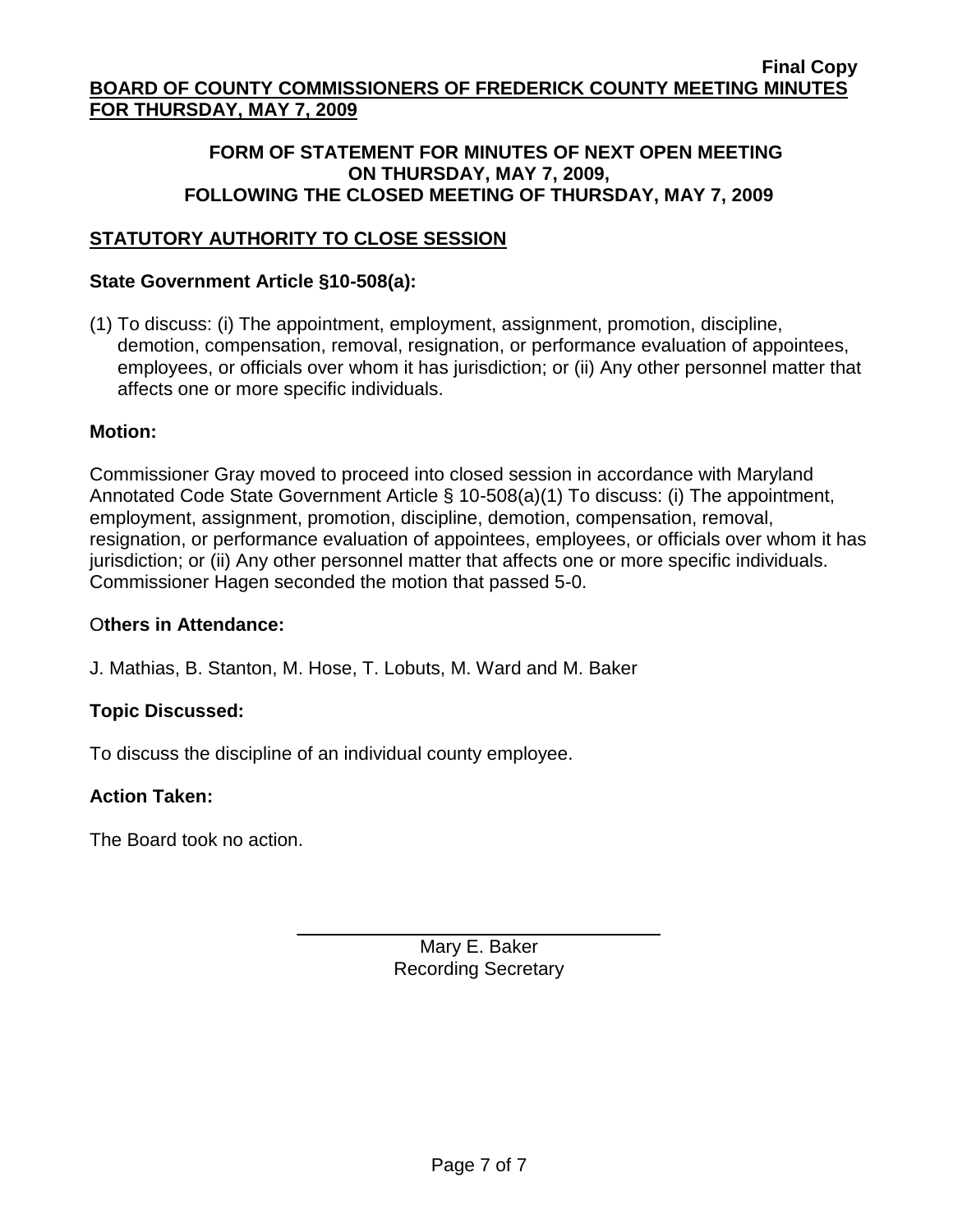**Final Copy**

**BOARD OF COUNTY COMMISSIONERS OF FREDERICK COUNTY MEETING MINUTES FOR THURSDAY, MAY 7, 2009**

**FORM OF STATEMENT FOR MINUTES OF NEXT OPEN MEETING ON THURSDAY, MAY 7, 2009, FOLLOWING THE CLOSED MEETING OF THURSDAY, MAY 7, 2009**

## STATUTORY AUTHORITY TO CLOSE SESSION

### State Government Article §10-508(a):

(1) To discuss: (i) The appointment, employment, assignment, promotion, discipline, demotion, compensation, removal, resignation, or performance evaluation of appointees, employees, or officials over whom it has jurisdiction; or (ii) Any other personnel matter that affects one or more specific individuals.

### Motion:

Commissioner Gray moved to proceed into closed session in accordance with Maryland Annotated Code State Government Article § 10-508(a)(1) To discuss: (i) The appointment, employment, assignment, promotion, discipline, demotion, compensation, removal, resignation, or performance evaluation of appointees, employees, or officials over whom it has jurisdiction; or (ii) Any other personnel matter that affects one or more specific individuals. Commissioner Hagen seconded the motion that passed 5-0.

### Others in Attendance:

J. Mathias, B. Stanton, M. Hose, T. Lobuts, M. Ward and M. Baker

### Topic Discussed:

To discuss the discipline of an individual county employee.

### Action Taken:

The Board took no action.

Mary E. Baker
Recording Secretary